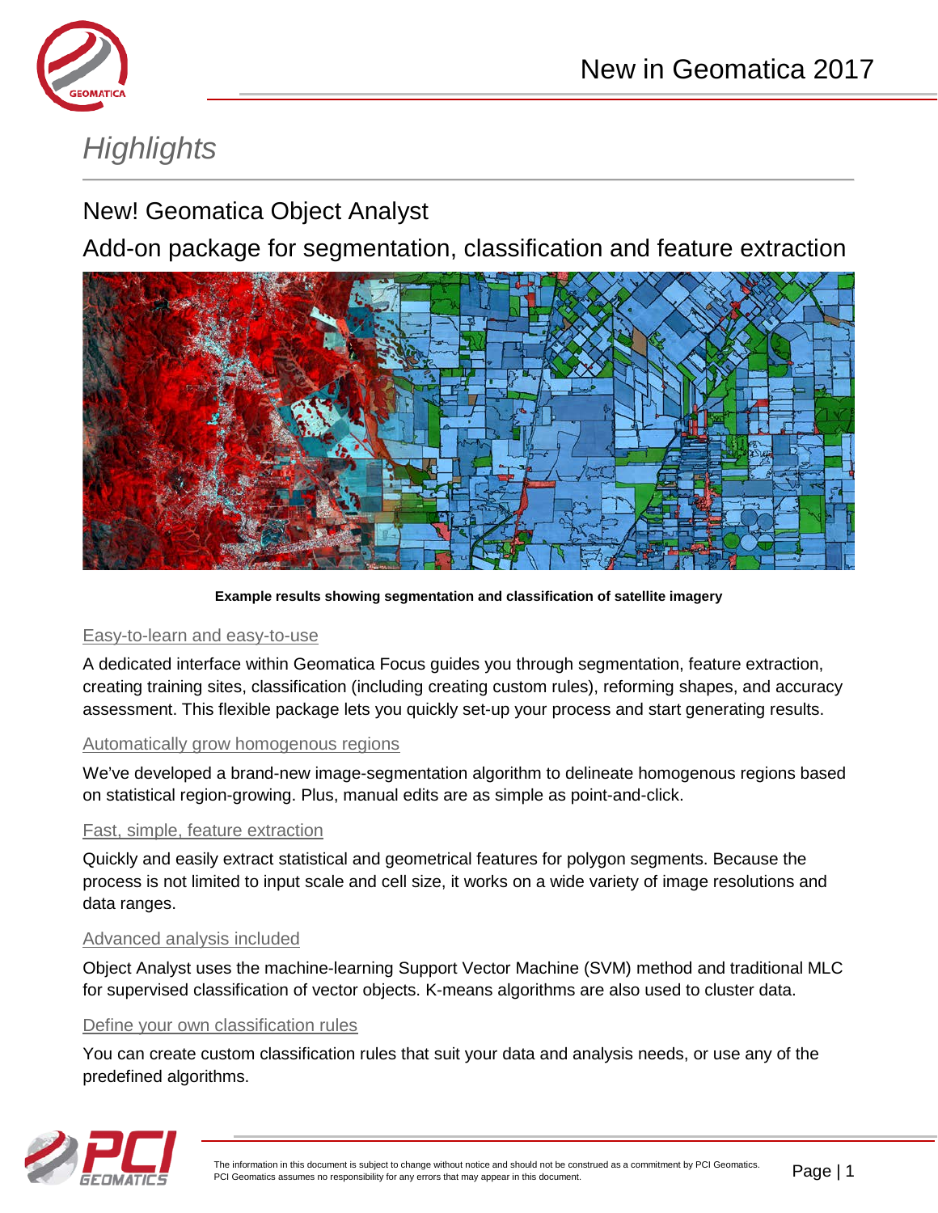# Highlights

## New! Geomatica Object Analyst

## Add-on package for segmentation, classification and feature extraction

**Example results showing segmentation and classification of satellite imagery**

### Easy-to-learn and easy-to-use

A dedicated interface within Geomatica Focus guides you through segmentation, feature extraction, creating training sites, classification (including creating custom rules), reforming shapes, and accuracy assessment. This flexible package lets you quickly set-up your process and start generating results.

### Automatically grow homogenous regions

We've developed a brand-new image-segmentation algorithm to delineate homogenous regions based on statistical region-growing. Plus, manual edits are as simple as point-and-click.

### Fast, simple, feature extraction

Quickly and easily extract statistical and geometrical features for polygon segments. Because the process is not limited to input scale and cell size, it works on a wide variety of image resolutions and data ranges.

### Advanced analysis included

Object Analyst uses the machine-learning Support Vector Machine (SVM) method and traditional MLC for supervised classification of vector objects. K-means algorithms are also used to cluster data.

### Define your own classification rules

You can create custom classification rules that suit your data and analysis needs, or use any of the predefined algorithms.

The information in this document is subject to change without notice and should not be construed as a commitment by PCI Geomatics. PCI Geomatics assumes no responsibility for any errors that may appear in this document.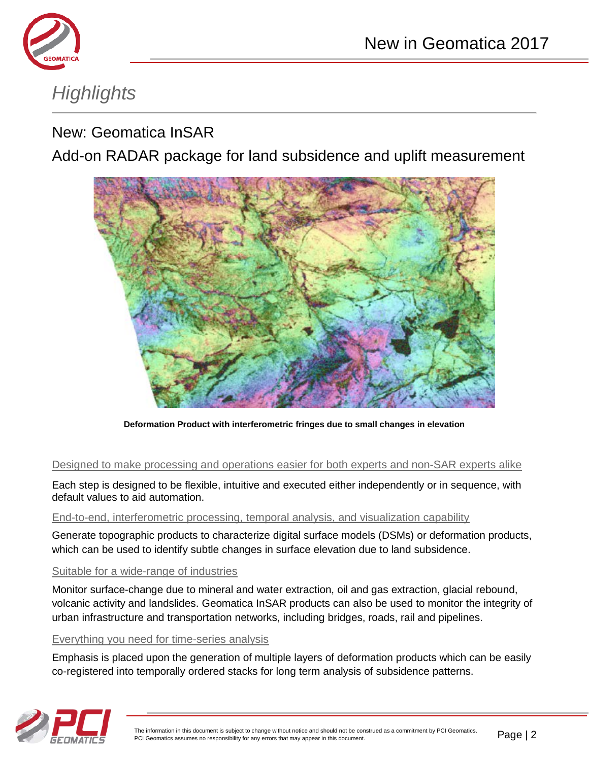# Highlights

## New: Geomatica InSAR

## Add-on RADAR package for land subsidence and uplift measurement

**Deformation Product with interferometric fringes due to small changes in elevation**

### Designed to make processing and operations easier for both experts and non-SAR experts alike

Each step is designed to be flexible, intuitive and executed either independently or in sequence, with default values to aid automation.

### End-to-end, interferometric processing, temporal analysis, and visualization capability

Generate topographic products to characterize digital surface models (DSMs) or deformation products, which can be used to identify subtle changes in surface elevation due to land subsidence.

### Suitable for a wide-range of industries

Monitor surface-change due to mineral and water extraction, oil and gas extraction, glacial rebound, volcanic activity and landslides. Geomatica InSAR products can also be used to monitor the integrity of urban infrastructure and transportation networks, including bridges, roads, rail and pipelines.

### Everything you need for time-series analysis

Emphasis is placed upon the generation of multiple layers of deformation products which can be easily co-registered into temporally ordered stacks for long term analysis of subsidence patterns.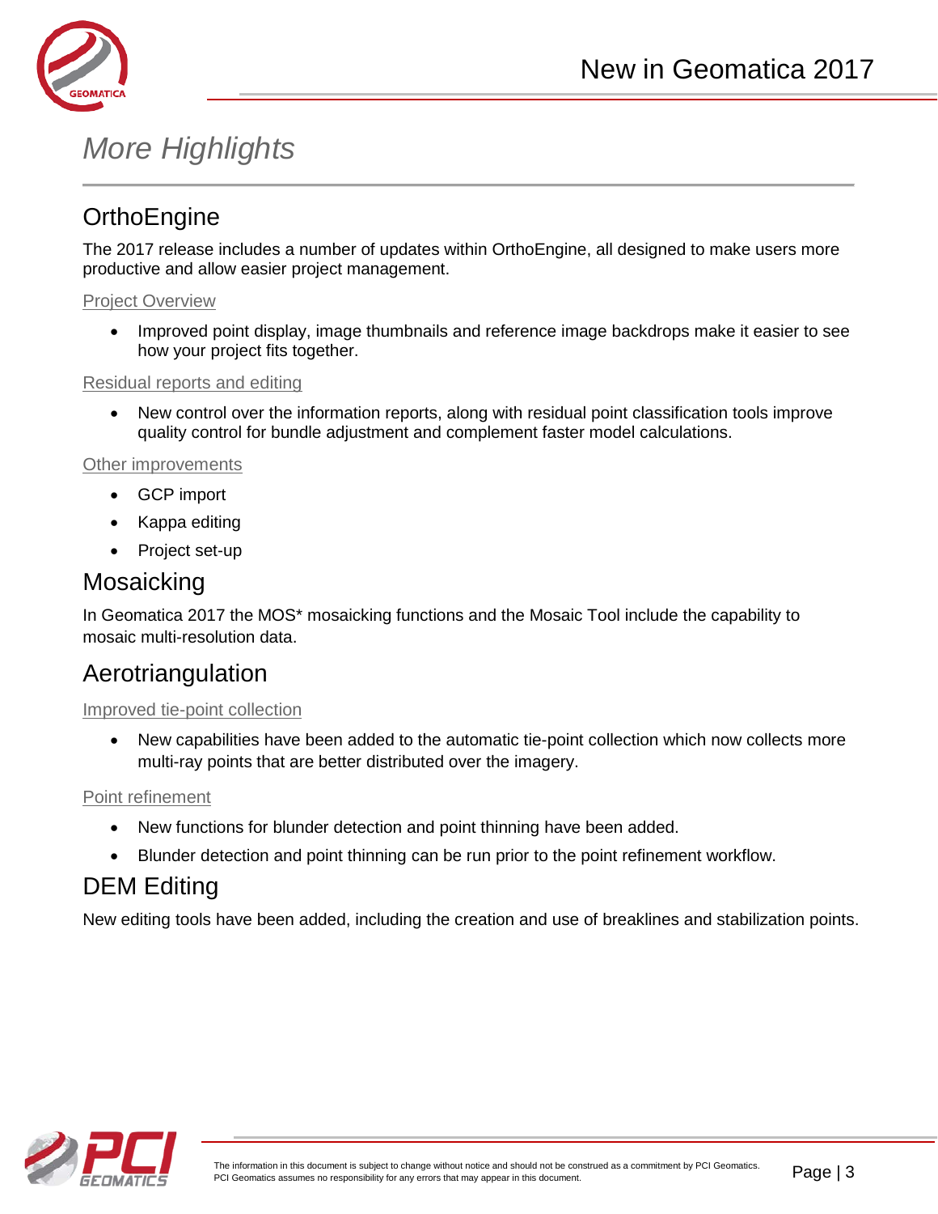# More Highlights

## OrthoEngine

The 2017 release includes a number of updates within OrthoEngine, all designed to make users more productive and allow easier project management.

### Project Overview

- Improved point display, image thumbnails and reference image backdrops make it easier to see how your project fits together.

### Residual reports and editing

- New control over the information reports, along with residual point classification tools improve quality control for bundle adjustment and complement faster model calculations.

### Other improvements

- GCP import
- Kappa editing
- Project set-up

## Mosaicking

In Geomatica 2017 the MOS* mosaicking functions and the Mosaic Tool include the capability to mosaic multi-resolution data.

## Aerotriangulation

### Improved tie-point collection

- New capabilities have been added to the automatic tie-point collection which now collects more multi-ray points that are better distributed over the imagery.

### Point refinement

- New functions for blunder detection and point thinning have been added.
- Blunder detection and point thinning can be run prior to the point refinement workflow.

## DEM Editing

New editing tools have been added, including the creation and use of breaklines and stabilization points.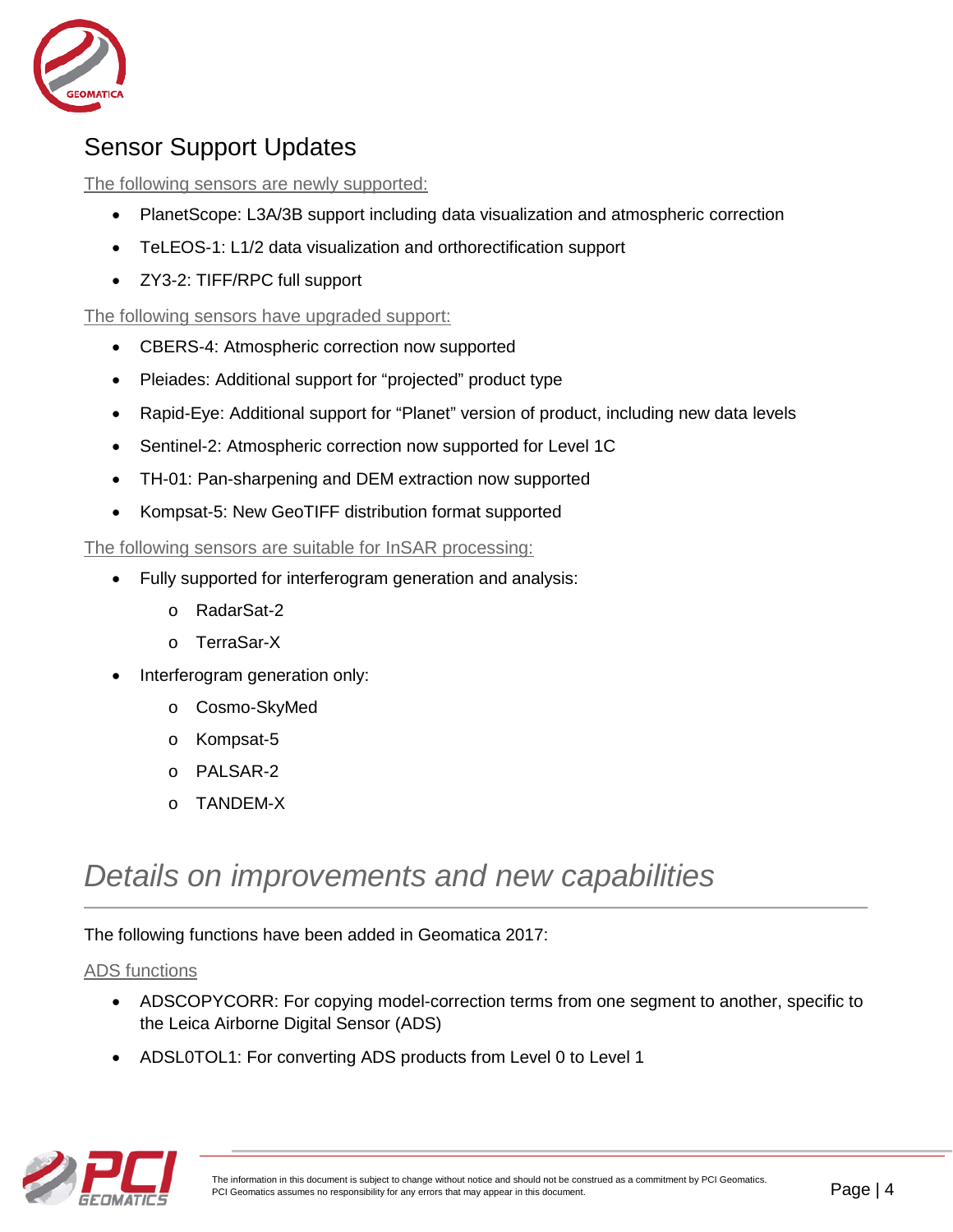## Sensor Support Updates

The following sensors are newly supported:

- PlanetScope: L3A/3B support including data visualization and atmospheric correction
- TeLEOS-1: L1/2 data visualization and orthorectification support
- ZY3-2: TIFF/RPC full support

The following sensors have upgraded support:

- CBERS-4: Atmospheric correction now supported
- Pleiades: Additional support for "projected" product type
- Rapid-Eye: Additional support for "Planet" version of product, including new data levels
- Sentinel-2: Atmospheric correction now supported for Level 1C
- TH-01: Pan-sharpening and DEM extraction now supported
- Kompsat-5: New GeoTIFF distribution format supported

The following sensors are suitable for InSAR processing:

- Fully supported for interferogram generation and analysis:
  - RadarSat-2
  - TerraSar-X
- Interferogram generation only:
  - Cosmo-SkyMed
  - Kompsat-5
  - PALSAR-2
  - TANDEM-X

# *Details on improvements and new capabilities*

The following functions have been added in Geomatica 2017:

ADS functions

- ADSCOPYCORR: For copying model-correction terms from one segment to another, specific to the Leica Airborne Digital Sensor (ADS)
- ADSL0TOL1: For converting ADS products from Level 0 to Level 1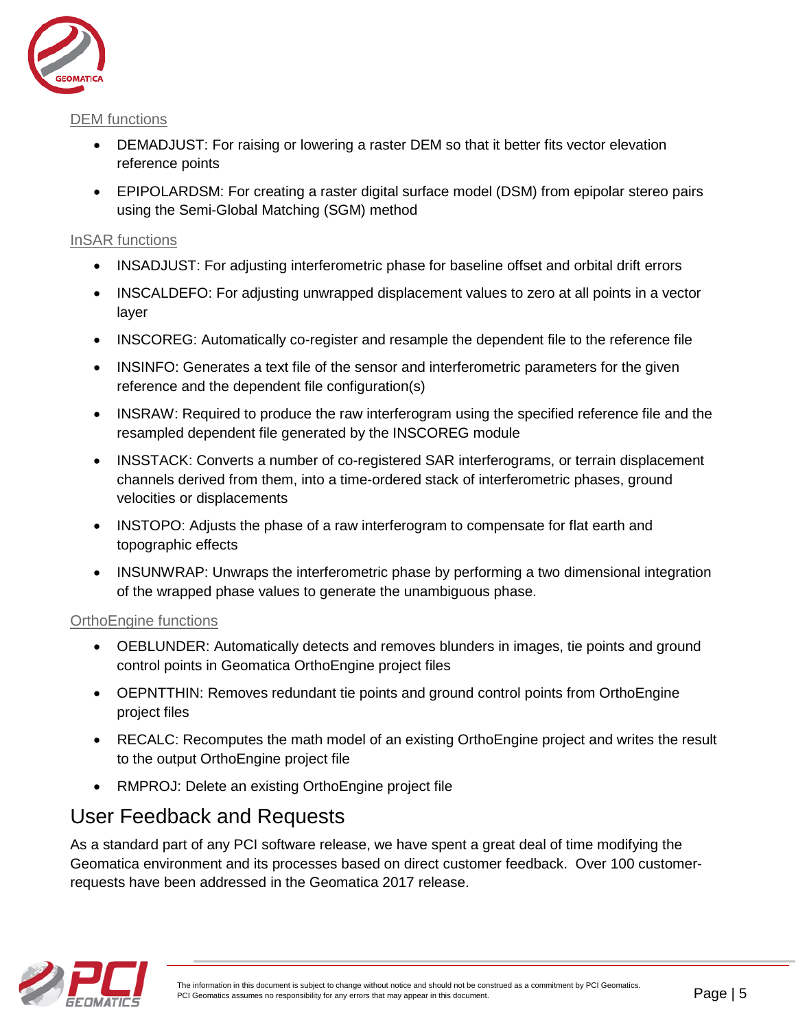### DEM functions

- DEMADJUST: For raising or lowering a raster DEM so that it better fits vector elevation reference points
- EPIPOLARDSM: For creating a raster digital surface model (DSM) from epipolar stereo pairs using the Semi-Global Matching (SGM) method

### InSAR functions

- INSADJUST: For adjusting interferometric phase for baseline offset and orbital drift errors
- INSCALDEFO: For adjusting unwrapped displacement values to zero at all points in a vector layer
- INSCOREG: Automatically co-register and resample the dependent file to the reference file
- INSINFO: Generates a text file of the sensor and interferometric parameters for the given reference and the dependent file configuration(s)
- INSRAW: Required to produce the raw interferogram using the specified reference file and the resampled dependent file generated by the INSCOREG module
- INSSTACK: Converts a number of co-registered SAR interferograms, or terrain displacement channels derived from them, into a time-ordered stack of interferometric phases, ground velocities or displacements
- INSTOPO: Adjusts the phase of a raw interferogram to compensate for flat earth and topographic effects
- INSUNWRAP: Unwraps the interferometric phase by performing a two dimensional integration of the wrapped phase values to generate the unambiguous phase.

### OrthoEngine functions

- OEBLUNDER: Automatically detects and removes blunders in images, tie points and ground control points in Geomatica OrthoEngine project files
- OEPNTTHIN: Removes redundant tie points and ground control points from OrthoEngine project files
- RECALC: Recomputes the math model of an existing OrthoEngine project and writes the result to the output OrthoEngine project file
- RMPROJ: Delete an existing OrthoEngine project file

## User Feedback and Requests

As a standard part of any PCI software release, we have spent a great deal of time modifying the Geomatica environment and its processes based on direct customer feedback. Over 100 customer-requests have been addressed in the Geomatica 2017 release.